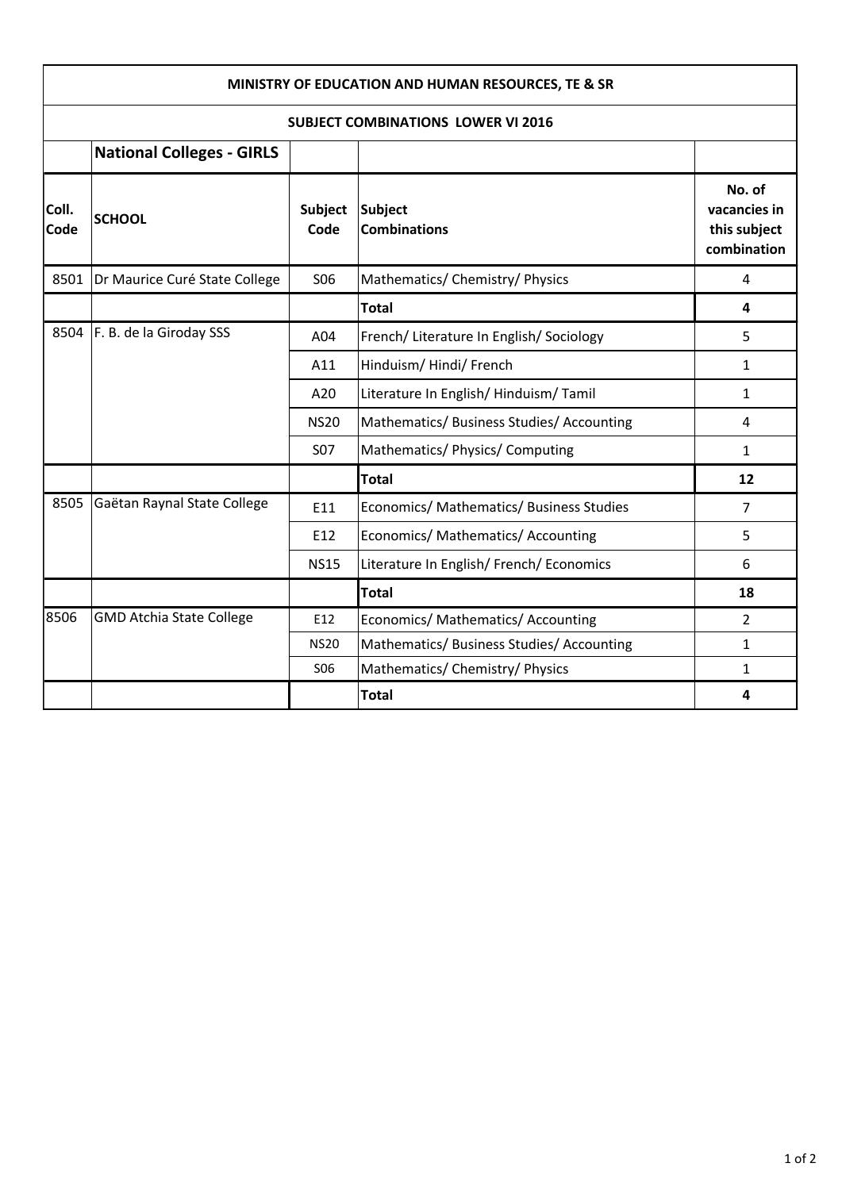**MINISTRY OF EDUCATION AND HUMAN RESOURCES, TE & SR**

**SUBJECT COMBINATIONS LOWER VI 2016**

**National Colleges - GIRLS**

| Coll. Code | SCHOOL | Subject Code | Subject Combinations | No. of vacancies in this subject combination |
|---|---|---|---|---|
| 8501 | Dr Maurice Curé State College | S06 | Mathematics/ Chemistry/ Physics | 4 |
| | | | **Total** | **4** |
| 8504 | F. B. de la Giroday SSS | A04 | French/ Literature In English/ Sociology | 5 |
| | | A11 | Hinduism/ Hindi/ French | 1 |
| | | A20 | Literature In English/ Hinduism/ Tamil | 1 |
| | | NS20 | Mathematics/ Business Studies/ Accounting | 4 |
| | | S07 | Mathematics/ Physics/ Computing | 1 |
| | | | **Total** | **12** |
| 8505 | Gaëtan Raynal State College | E11 | Economics/ Mathematics/ Business Studies | 7 |
| | | E12 | Economics/ Mathematics/ Accounting | 5 |
| | | NS15 | Literature In English/ French/ Economics | 6 |
| | | | **Total** | **18** |
| 8506 | GMD Atchia State College | E12 | Economics/ Mathematics/ Accounting | 2 |
| | | NS20 | Mathematics/ Business Studies/ Accounting | 1 |
| | | S06 | Mathematics/ Chemistry/ Physics | 1 |
| | | | **Total** | **4** |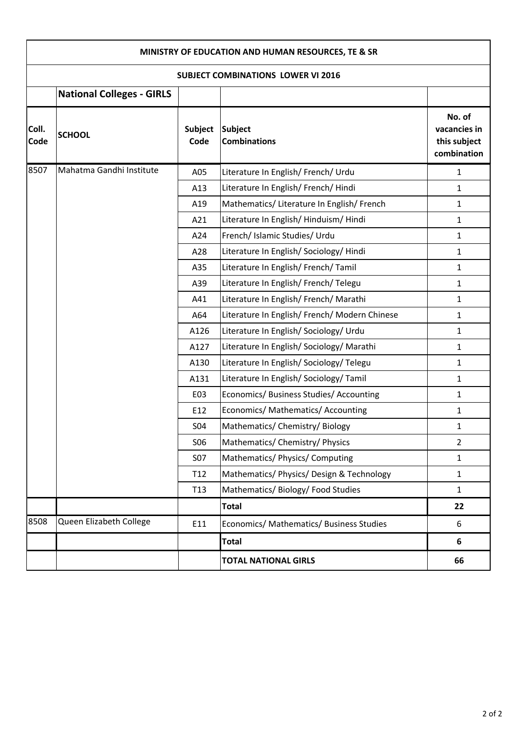**MINISTRY OF EDUCATION AND HUMAN RESOURCES, TE & SR**

**SUBJECT COMBINATIONS LOWER VI 2016**

| | **National Colleges - GIRLS** | | | |
|---|---|---|---|---|
| **Coll. Code** | **SCHOOL** | **Subject Code** | **Subject Combinations** | **No. of vacancies in this subject combination** |
| 8507 | Mahatma Gandhi Institute | A05 | Literature In English/ French/ Urdu | 1 |
| | | A13 | Literature In English/ French/ Hindi | 1 |
| | | A19 | Mathematics/ Literature In English/ French | 1 |
| | | A21 | Literature In English/ Hinduism/ Hindi | 1 |
| | | A24 | French/ Islamic Studies/ Urdu | 1 |
| | | A28 | Literature In English/ Sociology/ Hindi | 1 |
| | | A35 | Literature In English/ French/ Tamil | 1 |
| | | A39 | Literature In English/ French/ Telegu | 1 |
| | | A41 | Literature In English/ French/ Marathi | 1 |
| | | A64 | Literature In English/ French/ Modern Chinese | 1 |
| | | A126 | Literature In English/ Sociology/ Urdu | 1 |
| | | A127 | Literature In English/ Sociology/ Marathi | 1 |
| | | A130 | Literature In English/ Sociology/ Telegu | 1 |
| | | A131 | Literature In English/ Sociology/ Tamil | 1 |
| | | E03 | Economics/ Business Studies/ Accounting | 1 |
| | | E12 | Economics/ Mathematics/ Accounting | 1 |
| | | S04 | Mathematics/ Chemistry/ Biology | 1 |
| | | S06 | Mathematics/ Chemistry/ Physics | 2 |
| | | S07 | Mathematics/ Physics/ Computing | 1 |
| | | T12 | Mathematics/ Physics/ Design & Technology | 1 |
| | | T13 | Mathematics/ Biology/ Food Studies | 1 |
| | | | **Total** | **22** |
| 8508 | Queen Elizabeth College | E11 | Economics/ Mathematics/ Business Studies | 6 |
| | | | **Total** | **6** |
| | | | **TOTAL NATIONAL GIRLS** | **66** |